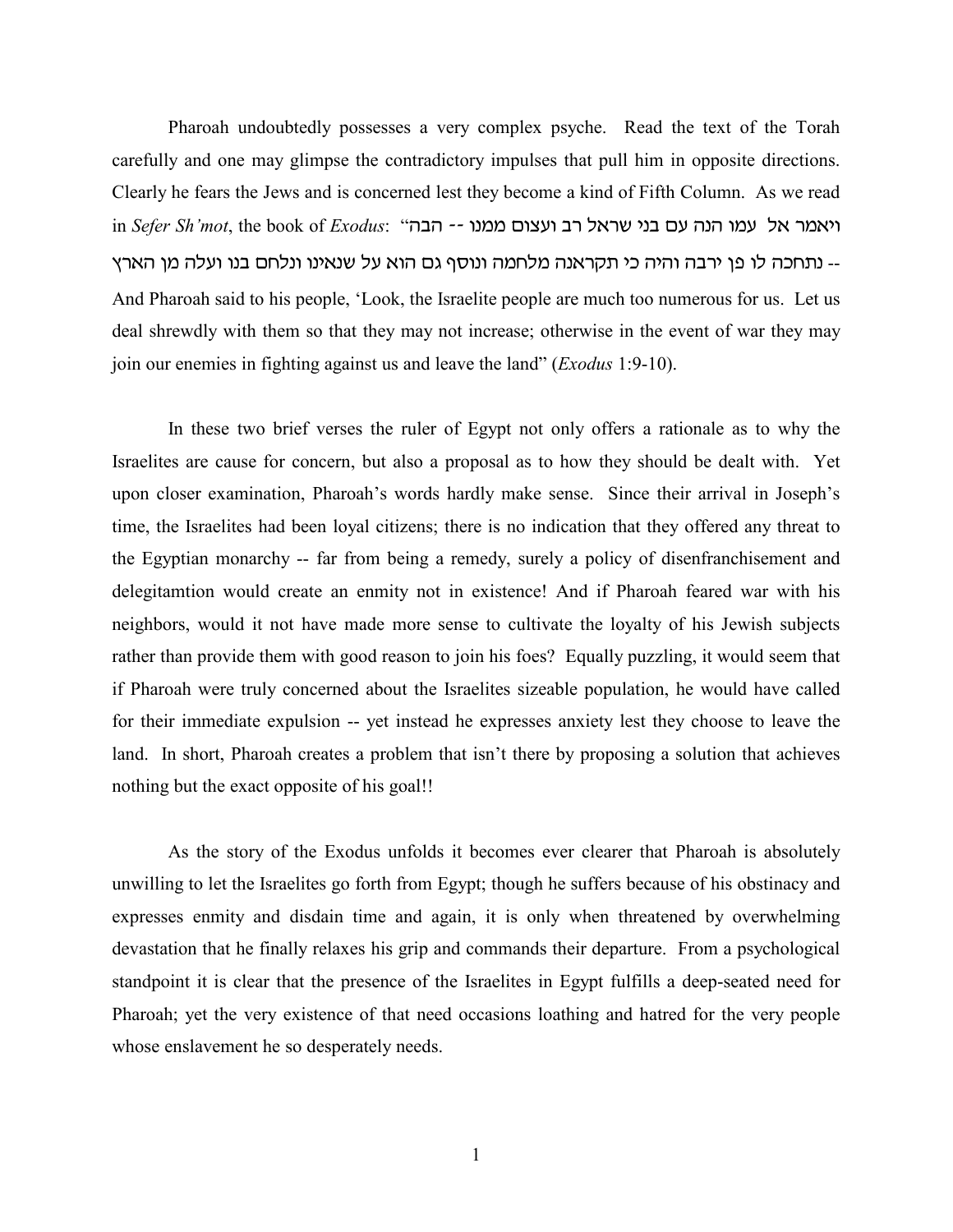Pharoah undoubtedly possesses a very complex psyche. Read the text of the Torah carefully and one may glimpse the contradictory impulses that pull him in opposite directions. Clearly he fears the Jews and is concerned lest they become a kind of Fifth Column. As we read in *Sefer Sh'mot*, the book of *Exodus*: "ויאמר אל עמו הנה עם בני שראל רב ועצום ממנו -- הבה נתחכה לו פן ירבה והיה כי תקראנה מלחמה ונוסף גם הוא על שנאינו ונלחם בנו ועלה מן הארץ -- And Pharoah said to his people, 'Look, the Israelite people are much too numerous for us. Let us deal shrewdly with them so that they may not increase; otherwise in the event of war they may join our enemies in fighting against us and leave the land" (*Exodus* 1:9-10).

In these two brief verses the ruler of Egypt not only offers a rationale as to why the Israelites are cause for concern, but also a proposal as to how they should be dealt with. Yet upon closer examination, Pharoah's words hardly make sense. Since their arrival in Joseph's time, the Israelites had been loyal citizens; there is no indication that they offered any threat to the Egyptian monarchy -- far from being a remedy, surely a policy of disenfranchisement and delegitamtion would create an enmity not in existence! And if Pharoah feared war with his neighbors, would it not have made more sense to cultivate the loyalty of his Jewish subjects rather than provide them with good reason to join his foes? Equally puzzling, it would seem that if Pharoah were truly concerned about the Israelites sizeable population, he would have called for their immediate expulsion -- yet instead he expresses anxiety lest they choose to leave the land. In short, Pharoah creates a problem that isn't there by proposing a solution that achieves nothing but the exact opposite of his goal!!

As the story of the Exodus unfolds it becomes ever clearer that Pharoah is absolutely unwilling to let the Israelites go forth from Egypt; though he suffers because of his obstinacy and expresses enmity and disdain time and again, it is only when threatened by overwhelming devastation that he finally relaxes his grip and commands their departure. From a psychological standpoint it is clear that the presence of the Israelites in Egypt fulfills a deep-seated need for Pharoah; yet the very existence of that need occasions loathing and hatred for the very people whose enslavement he so desperately needs.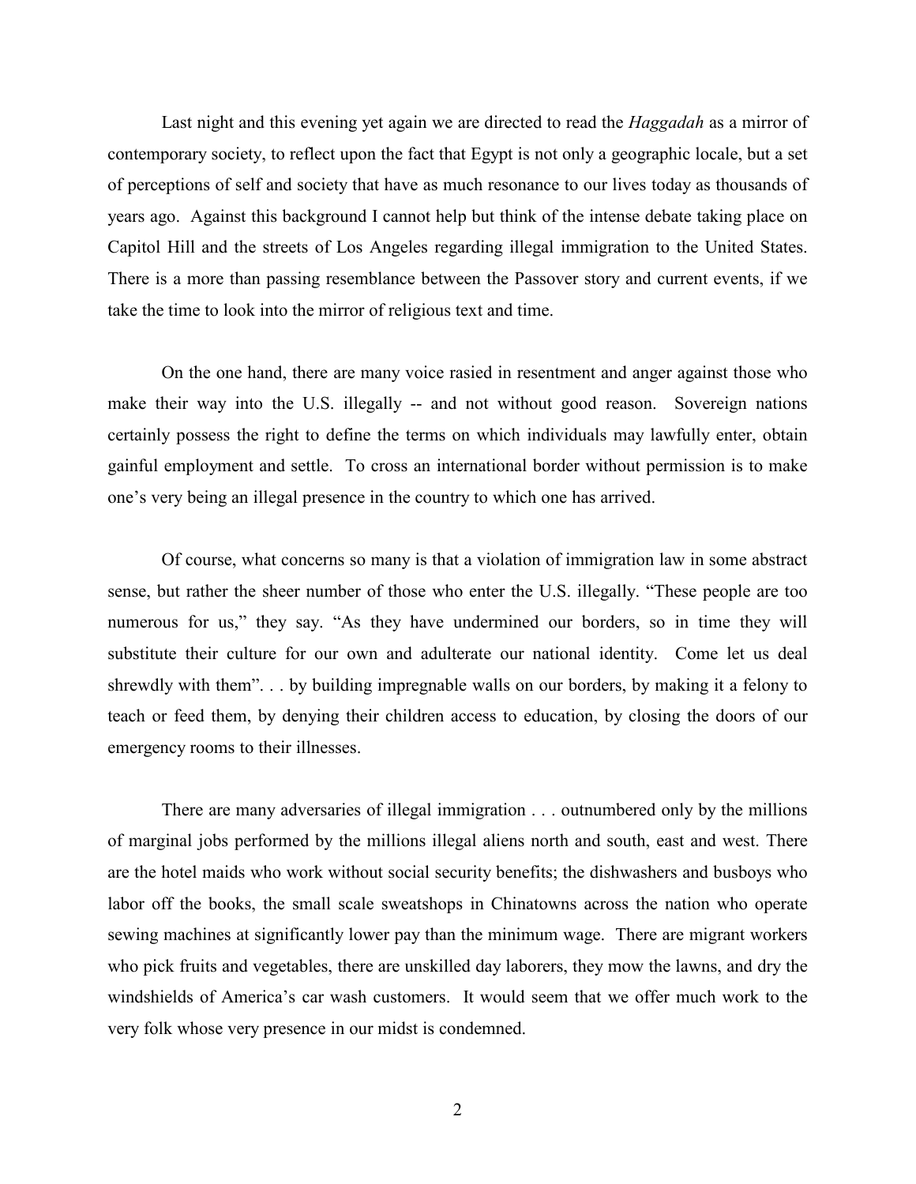Last night and this evening yet again we are directed to read the *Haggadah* as a mirror of contemporary society, to reflect upon the fact that Egypt is not only a geographic locale, but a set of perceptions of self and society that have as much resonance to our lives today as thousands of years ago. Against this background I cannot help but think of the intense debate taking place on Capitol Hill and the streets of Los Angeles regarding illegal immigration to the United States. There is a more than passing resemblance between the Passover story and current events, if we take the time to look into the mirror of religious text and time.

On the one hand, there are many voice rasied in resentment and anger against those who make their way into the U.S. illegally -- and not without good reason. Sovereign nations certainly possess the right to define the terms on which individuals may lawfully enter, obtain gainful employment and settle. To cross an international border without permission is to make one's very being an illegal presence in the country to which one has arrived.

Of course, what concerns so many is that a violation of immigration law in some abstract sense, but rather the sheer number of those who enter the U.S. illegally. "These people are too numerous for us," they say. "As they have undermined our borders, so in time they will substitute their culture for our own and adulterate our national identity. Come let us deal shrewdly with them". . . by building impregnable walls on our borders, by making it a felony to teach or feed them, by denying their children access to education, by closing the doors of our emergency rooms to their illnesses.

There are many adversaries of illegal immigration . . . outnumbered only by the millions of marginal jobs performed by the millions illegal aliens north and south, east and west. There are the hotel maids who work without social security benefits; the dishwashers and busboys who labor off the books, the small scale sweatshops in Chinatowns across the nation who operate sewing machines at significantly lower pay than the minimum wage. There are migrant workers who pick fruits and vegetables, there are unskilled day laborers, they mow the lawns, and dry the windshields of America's car wash customers. It would seem that we offer much work to the very folk whose very presence in our midst is condemned.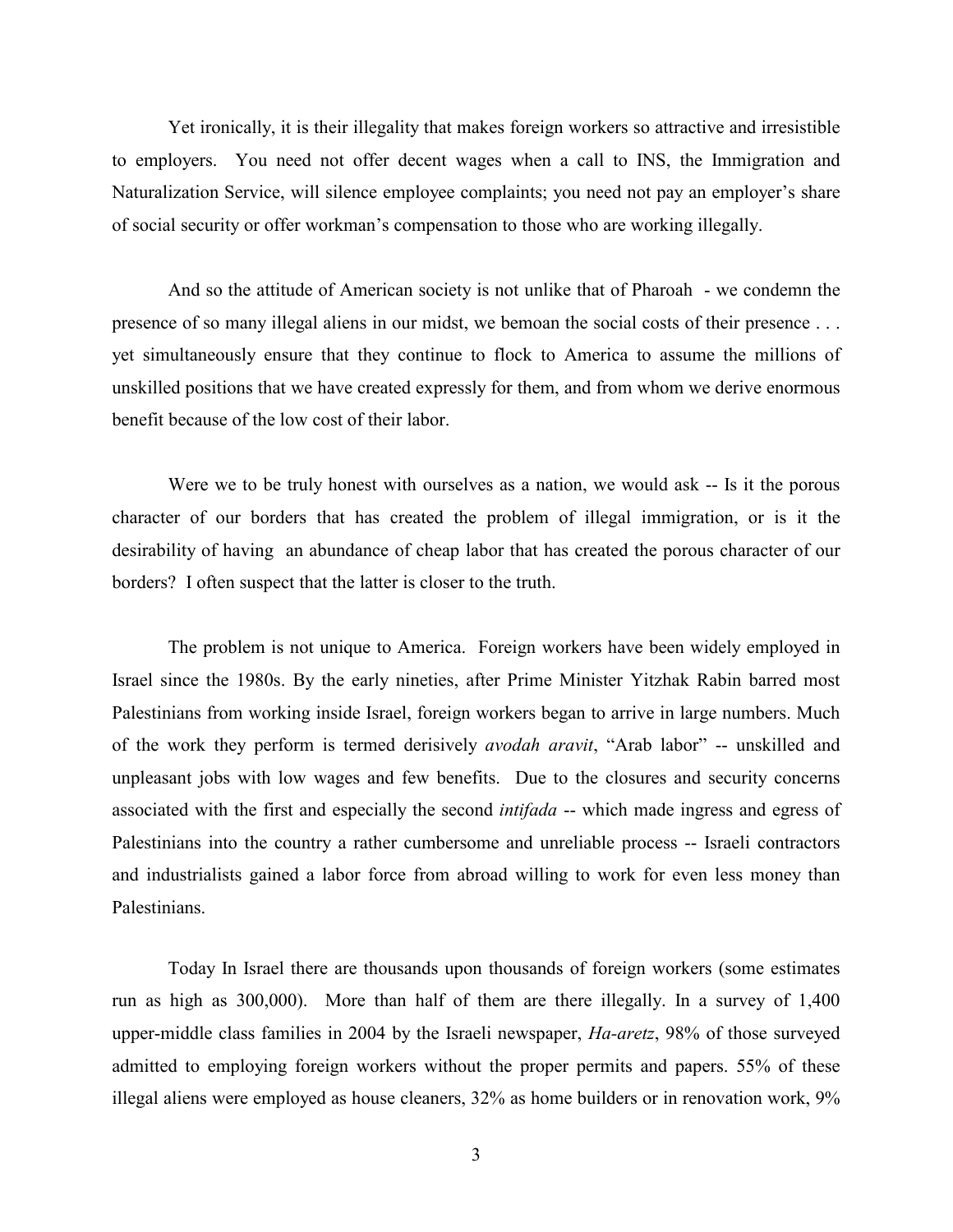Yet ironically, it is their illegality that makes foreign workers so attractive and irresistible to employers. You need not offer decent wages when a call to INS, the Immigration and Naturalization Service, will silence employee complaints; you need not pay an employer's share of social security or offer workman's compensation to those who are working illegally.

And so the attitude of American society is not unlike that of Pharoah - we condemn the presence of so many illegal aliens in our midst, we bemoan the social costs of their presence . . . yet simultaneously ensure that they continue to flock to America to assume the millions of unskilled positions that we have created expressly for them, and from whom we derive enormous benefit because of the low cost of their labor.

Were we to be truly honest with ourselves as a nation, we would ask -- Is it the porous character of our borders that has created the problem of illegal immigration, or is it the desirability of having an abundance of cheap labor that has created the porous character of our borders? I often suspect that the latter is closer to the truth.

The problem is not unique to America. Foreign workers have been widely employed in Israel since the 1980s. By the early nineties, after Prime Minister Yitzhak Rabin barred most Palestinians from working inside Israel, foreign workers began to arrive in large numbers. Much of the work they perform is termed derisively *avodah aravit*, "Arab labor" -- unskilled and unpleasant jobs with low wages and few benefits. Due to the closures and security concerns associated with the first and especially the second *intifada* -- which made ingress and egress of Palestinians into the country a rather cumbersome and unreliable process -- Israeli contractors and industrialists gained a labor force from abroad willing to work for even less money than Palestinians.

Today In Israel there are thousands upon thousands of foreign workers (some estimates run as high as 300,000). More than half of them are there illegally. In a survey of 1,400 upper-middle class families in 2004 by the Israeli newspaper, *Ha-aretz*, 98% of those surveyed admitted to employing foreign workers without the proper permits and papers. 55% of these illegal aliens were employed as house cleaners, 32% as home builders or in renovation work, 9%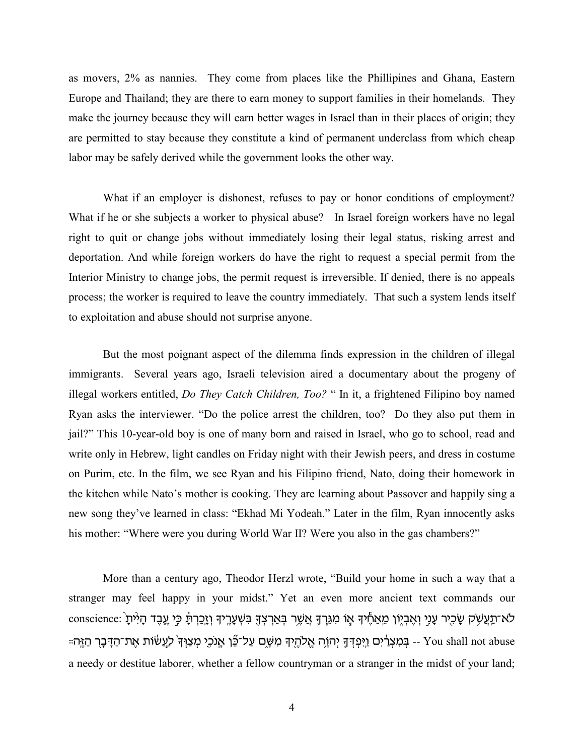as movers, 2% as nannies. They come from places like the Phillipines and Ghana, Eastern Europe and Thailand; they are there to earn money to support families in their homelands. They make the journey because they will earn better wages in Israel than in their places of origin; they are permitted to stay because they constitute a kind of permanent underclass from which cheap labor may be safely derived while the government looks the other way.

What if an employer is dishonest, refuses to pay or honor conditions of employment? What if he or she subjects a worker to physical abuse? In Israel foreign workers have no legal right to quit or change jobs without immediately losing their legal status, risking arrest and deportation. And while foreign workers do have the right to request a special permit from the Interior Ministry to change jobs, the permit request is irreversible. If denied, there is no appeals process; the worker is required to leave the country immediately. That such a system lends itself to exploitation and abuse should not surprise anyone.

But the most poignant aspect of the dilemma finds expression in the children of illegal immigrants. Several years ago, Israeli television aired a documentary about the progeny of illegal workers entitled, *Do They Catch Children, Too?* " In it, a frightened Filipino boy named Ryan asks the interviewer. "Do the police arrest the children, too? Do they also put them in jail?" This 10-year-old boy is one of many born and raised in Israel, who go to school, read and write only in Hebrew, light candles on Friday night with their Jewish peers, and dress in costume on Purim, etc. In the film, we see Ryan and his Filipino friend, Nato, doing their homework in the kitchen while Nato's mother is cooking. They are learning about Passover and happily sing a new song they've learned in class: "Ekhad Mi Yodeah." Later in the film, Ryan innocently asks his mother: "Where were you during World War II? Were you also in the gas chambers?"

More than a century ago, Theodor Herzl wrote, "Build your home in such a way that a stranger may feel happy in your midst." Yet an even more ancient text commands our conscience: לֹא־תַעֲשֹׁק שָׂכִיר עָנִי וְאֶבְיוֹן מֵאַחֶיךָ אוֹ מִגֵּרְךָ אֲשֶׁר בְּאַרְצְךָ בִּשְׁעָרֶיךָ וְזָכַרְתָּ כִּי עֶבֶד הָיִיתָ בְּמִצְרַיִם וַיִּפְדְּךָ יְהוָה אֱלֹהֶיךָ מִשָּׁם עַל־כֵּן אָנֹכִי מְצַוְּךָ לַעֲשׂוֹת אֶת־הַדָּבָר הַזֶּה׃ -- You shall not abuse a needy or destitue laborer, whether a fellow countryman or a stranger in the midst of your land;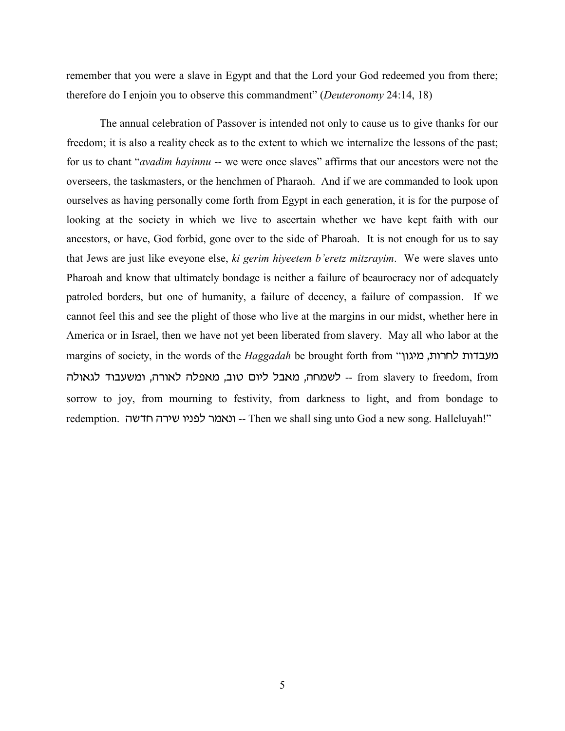remember that you were a slave in Egypt and that the Lord your God redeemed you from there; therefore do I enjoin you to observe this commandment" (*Deuteronomy* 24:14, 18)

The annual celebration of Passover is intended not only to cause us to give thanks for our freedom; it is also a reality check as to the extent to which we internalize the lessons of the past; for us to chant "*avadim hayinnu* -- we were once slaves" affirms that our ancestors were not the overseers, the taskmasters, or the henchmen of Pharaoh. And if we are commanded to look upon ourselves as having personally come forth from Egypt in each generation, it is for the purpose of looking at the society in which we live to ascertain whether we have kept faith with our ancestors, or have, God forbid, gone over to the side of Pharoah. It is not enough for us to say that Jews are just like eveyone else, *ki gerim hiyeetem b'eretz mitzrayim*. We were slaves unto Pharoah and know that ultimately bondage is neither a failure of beaurocracy nor of adequately patroled borders, but one of humanity, a failure of decency, a failure of compassion. If we cannot feel this and see the plight of those who live at the margins in our midst, whether here in America or in Israel, then we have not yet been liberated from slavery. May all who labor at the margins of society, in the words of the *Haggadah* be brought forth from "מעבדות לחרות, מיגון לשמחה, מאבל ליום טוב, מאפלה לאורה, ומשעבוד לגאולה -- from slavery to freedom, from sorrow to joy, from mourning to festivity, from darkness to light, and from bondage to redemption. ונאמר לפניו שירה חדשה -- Then we shall sing unto God a new song. Halleluyah!"